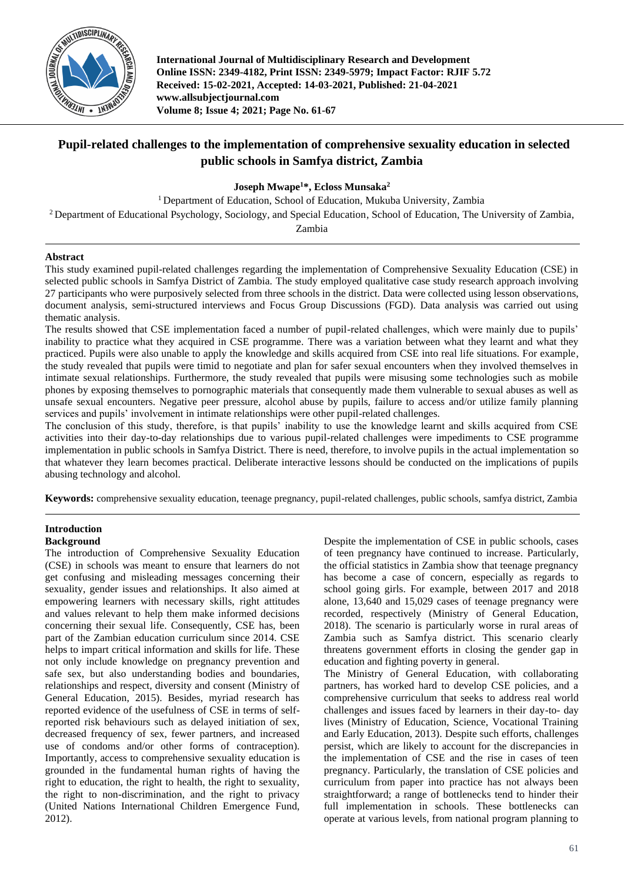# Pupil-related challenges to the implementation of comprehensive sexuality education in selected public schools in Samfya district, Zambia

**Joseph Mwape[1]*, Ecloss Munsaka[2]**

[1] Department of Education, School of Education, Mukuba University, Zambia

[2] Department of Educational Psychology, Sociology, and Special Education, School of Education, The University of Zambia, Zambia

## Abstract

This study examined pupil-related challenges regarding the implementation of Comprehensive Sexuality Education (CSE) in selected public schools in Samfya District of Zambia. The study employed qualitative case study research approach involving 27 participants who were purposively selected from three schools in the district. Data were collected using lesson observations, document analysis, semi-structured interviews and Focus Group Discussions (FGD). Data analysis was carried out using thematic analysis.

The results showed that CSE implementation faced a number of pupil-related challenges, which were mainly due to pupils' inability to practice what they acquired in CSE programme. There was a variation between what they learnt and what they practiced. Pupils were also unable to apply the knowledge and skills acquired from CSE into real life situations. For example, the study revealed that pupils were timid to negotiate and plan for safer sexual encounters when they involved themselves in intimate sexual relationships. Furthermore, the study revealed that pupils were misusing some technologies such as mobile phones by exposing themselves to pornographic materials that consequently made them vulnerable to sexual abuses as well as unsafe sexual encounters. Negative peer pressure, alcohol abuse by pupils, failure to access and/or utilize family planning services and pupils' involvement in intimate relationships were other pupil-related challenges.

The conclusion of this study, therefore, is that pupils' inability to use the knowledge learnt and skills acquired from CSE activities into their day-to-day relationships due to various pupil-related challenges were impediments to CSE programme implementation in public schools in Samfya District. There is need, therefore, to involve pupils in the actual implementation so that whatever they learn becomes practical. Deliberate interactive lessons should be conducted on the implications of pupils abusing technology and alcohol.

**Keywords:** comprehensive sexuality education, teenage pregnancy, pupil-related challenges, public schools, samfya district, Zambia

## Introduction

### Background

The introduction of Comprehensive Sexuality Education (CSE) in schools was meant to ensure that learners do not get confusing and misleading messages concerning their sexuality, gender issues and relationships. It also aimed at empowering learners with necessary skills, right attitudes and values relevant to help them make informed decisions concerning their sexual life. Consequently, CSE has, been part of the Zambian education curriculum since 2014. CSE helps to impart critical information and skills for life. These not only include knowledge on pregnancy prevention and safe sex, but also understanding bodies and boundaries, relationships and respect, diversity and consent (Ministry of General Education, 2015). Besides, myriad research has reported evidence of the usefulness of CSE in terms of self-reported risk behaviours such as delayed initiation of sex, decreased frequency of sex, fewer partners, and increased use of condoms and/or other forms of contraception). Importantly, access to comprehensive sexuality education is grounded in the fundamental human rights of having the right to education, the right to health, the right to sexuality, the right to non-discrimination, and the right to privacy (United Nations International Children Emergence Fund, 2012).

Despite the implementation of CSE in public schools, cases of teen pregnancy have continued to increase. Particularly, the official statistics in Zambia show that teenage pregnancy has become a case of concern, especially as regards to school going girls. For example, between 2017 and 2018 alone, 13,640 and 15,029 cases of teenage pregnancy were recorded, respectively (Ministry of General Education, 2018). The scenario is particularly worse in rural areas of Zambia such as Samfya district. This scenario clearly threatens government efforts in closing the gender gap in education and fighting poverty in general.

The Ministry of General Education, with collaborating partners, has worked hard to develop CSE policies, and a comprehensive curriculum that seeks to address real world challenges and issues faced by learners in their day-to- day lives (Ministry of Education, Science, Vocational Training and Early Education, 2013). Despite such efforts, challenges persist, which are likely to account for the discrepancies in the implementation of CSE and the rise in cases of teen pregnancy. Particularly, the translation of CSE policies and curriculum from paper into practice has not always been straightforward; a range of bottlenecks tend to hinder their full implementation in schools. These bottlenecks can operate at various levels, from national program planning to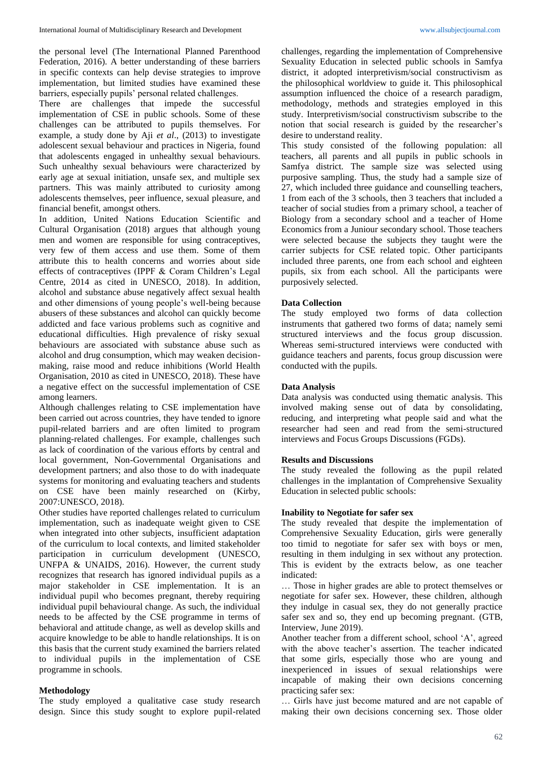the personal level (The International Planned Parenthood Federation, 2016). A better understanding of these barriers in specific contexts can help devise strategies to improve implementation, but limited studies have examined these barriers, especially pupils' personal related challenges.

There are challenges that impede the successful implementation of CSE in public schools. Some of these challenges can be attributed to pupils themselves. For example, a study done by Aji *et al*., (2013) to investigate adolescent sexual behaviour and practices in Nigeria, found that adolescents engaged in unhealthy sexual behaviours. Such unhealthy sexual behaviours were characterized by early age at sexual initiation, unsafe sex, and multiple sex partners. This was mainly attributed to curiosity among adolescents themselves, peer influence, sexual pleasure, and financial benefit, amongst others.

In addition, United Nations Education Scientific and Cultural Organisation (2018) argues that although young men and women are responsible for using contraceptives, very few of them access and use them. Some of them attribute this to health concerns and worries about side effects of contraceptives (IPPF & Coram Children's Legal Centre, 2014 as cited in UNESCO, 2018). In addition, alcohol and substance abuse negatively affect sexual health and other dimensions of young people's well-being because abusers of these substances and alcohol can quickly become addicted and face various problems such as cognitive and educational difficulties. High prevalence of risky sexual behaviours are associated with substance abuse such as alcohol and drug consumption, which may weaken decision-making, raise mood and reduce inhibitions (World Health Organisation, 2010 as cited in UNESCO, 2018). These have a negative effect on the successful implementation of CSE among learners.

Although challenges relating to CSE implementation have been carried out across countries, they have tended to ignore pupil-related barriers and are often limited to program planning-related challenges. For example, challenges such as lack of coordination of the various efforts by central and local government, Non-Governmental Organisations and development partners; and also those to do with inadequate systems for monitoring and evaluating teachers and students on CSE have been mainly researched on (Kirby, 2007:UNESCO, 2018).

Other studies have reported challenges related to curriculum implementation, such as inadequate weight given to CSE when integrated into other subjects, insufficient adaptation of the curriculum to local contexts, and limited stakeholder participation in curriculum development (UNESCO, UNFPA & UNAIDS, 2016). However, the current study recognizes that research has ignored individual pupils as a major stakeholder in CSE implementation. It is an individual pupil who becomes pregnant, thereby requiring individual pupil behavioural change. As such, the individual needs to be affected by the CSE programme in terms of behavioral and attitude change, as well as develop skills and acquire knowledge to be able to handle relationships. It is on this basis that the current study examined the barriers related to individual pupils in the implementation of CSE programme in schools.

## Methodology

The study employed a qualitative case study research design. Since this study sought to explore pupil-related challenges, regarding the implementation of Comprehensive Sexuality Education in selected public schools in Samfya district, it adopted interpretivism/social constructivism as the philosophical worldview to guide it. This philosophical assumption influenced the choice of a research paradigm, methodology, methods and strategies employed in this study. Interpretivism/social constructivism subscribe to the notion that social research is guided by the researcher's desire to understand reality.

This study consisted of the following population: all teachers, all parents and all pupils in public schools in Samfya district. The sample size was selected using purposive sampling. Thus, the study had a sample size of 27, which included three guidance and counselling teachers, 1 from each of the 3 schools, then 3 teachers that included a teacher of social studies from a primary school, a teacher of Biology from a secondary school and a teacher of Home Economics from a Juniour secondary school. Those teachers were selected because the subjects they taught were the carrier subjects for CSE related topic. Other participants included three parents, one from each school and eighteen pupils, six from each school. All the participants were purposively selected.

### Data Collection

The study employed two forms of data collection instruments that gathered two forms of data; namely semi structured interviews and the focus group discussion. Whereas semi-structured interviews were conducted with guidance teachers and parents, focus group discussion were conducted with the pupils.

### Data Analysis

Data analysis was conducted using thematic analysis. This involved making sense out of data by consolidating, reducing, and interpreting what people said and what the researcher had seen and read from the semi-structured interviews and Focus Groups Discussions (FGDs).

## Results and Discussions

The study revealed the following as the pupil related challenges in the implantation of Comprehensive Sexuality Education in selected public schools:

### Inability to Negotiate for safer sex

The study revealed that despite the implementation of Comprehensive Sexuality Education, girls were generally too timid to negotiate for safer sex with boys or men, resulting in them indulging in sex without any protection. This is evident by the extracts below, as one teacher indicated:

… Those in higher grades are able to protect themselves or negotiate for safer sex. However, these children, although they indulge in casual sex, they do not generally practice safer sex and so, they end up becoming pregnant. (GTB, Interview, June 2019).

Another teacher from a different school, school 'A', agreed with the above teacher's assertion. The teacher indicated that some girls, especially those who are young and inexperienced in issues of sexual relationships were incapable of making their own decisions concerning practicing safer sex:

… Girls have just become matured and are not capable of making their own decisions concerning sex. Those older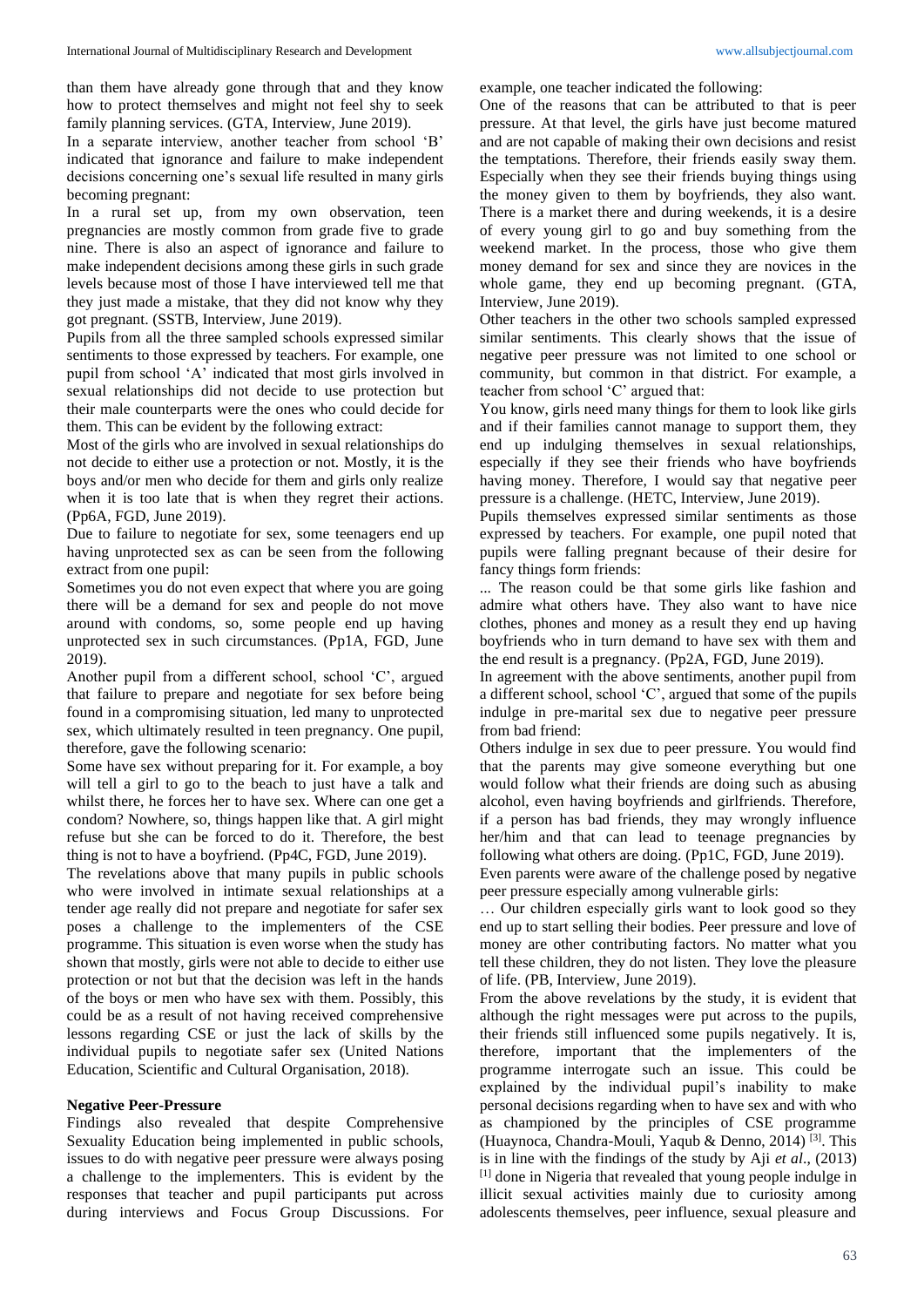than them have already gone through that and they know how to protect themselves and might not feel shy to seek family planning services. (GTA, Interview, June 2019).

In a separate interview, another teacher from school 'B' indicated that ignorance and failure to make independent decisions concerning one's sexual life resulted in many girls becoming pregnant:

In a rural set up, from my own observation, teen pregnancies are mostly common from grade five to grade nine. There is also an aspect of ignorance and failure to make independent decisions among these girls in such grade levels because most of those I have interviewed tell me that they just made a mistake, that they did not know why they got pregnant. (SSTB, Interview, June 2019).

Pupils from all the three sampled schools expressed similar sentiments to those expressed by teachers. For example, one pupil from school 'A' indicated that most girls involved in sexual relationships did not decide to use protection but their male counterparts were the ones who could decide for them. This can be evident by the following extract:

Most of the girls who are involved in sexual relationships do not decide to either use a protection or not. Mostly, it is the boys and/or men who decide for them and girls only realize when it is too late that is when they regret their actions. (Pp6A, FGD, June 2019).

Due to failure to negotiate for sex, some teenagers end up having unprotected sex as can be seen from the following extract from one pupil:

Sometimes you do not even expect that where you are going there will be a demand for sex and people do not move around with condoms, so, some people end up having unprotected sex in such circumstances. (Pp1A, FGD, June 2019).

Another pupil from a different school, school 'C', argued that failure to prepare and negotiate for sex before being found in a compromising situation, led many to unprotected sex, which ultimately resulted in teen pregnancy. One pupil, therefore, gave the following scenario:

Some have sex without preparing for it. For example, a boy will tell a girl to go to the beach to just have a talk and whilst there, he forces her to have sex. Where can one get a condom? Nowhere, so, things happen like that. A girl might refuse but she can be forced to do it. Therefore, the best thing is not to have a boyfriend. (Pp4C, FGD, June 2019).

The revelations above that many pupils in public schools who were involved in intimate sexual relationships at a tender age really did not prepare and negotiate for safer sex poses a challenge to the implementers of the CSE programme. This situation is even worse when the study has shown that mostly, girls were not able to decide to either use protection or not but that the decision was left in the hands of the boys or men who have sex with them. Possibly, this could be as a result of not having received comprehensive lessons regarding CSE or just the lack of skills by the individual pupils to negotiate safer sex (United Nations Education, Scientific and Cultural Organisation, 2018).

### Negative Peer-Pressure

Findings also revealed that despite Comprehensive Sexuality Education being implemented in public schools, issues to do with negative peer pressure were always posing a challenge to the implementers. This is evident by the responses that teacher and pupil participants put across during interviews and Focus Group Discussions. For example, one teacher indicated the following:

One of the reasons that can be attributed to that is peer pressure. At that level, the girls have just become matured and are not capable of making their own decisions and resist the temptations. Therefore, their friends easily sway them. Especially when they see their friends buying things using the money given to them by boyfriends, they also want. There is a market there and during weekends, it is a desire of every young girl to go and buy something from the weekend market. In the process, those who give them money demand for sex and since they are novices in the whole game, they end up becoming pregnant. (GTA, Interview, June 2019).

Other teachers in the other two schools sampled expressed similar sentiments. This clearly shows that the issue of negative peer pressure was not limited to one school or community, but common in that district. For example, a teacher from school 'C' argued that:

You know, girls need many things for them to look like girls and if their families cannot manage to support them, they end up indulging themselves in sexual relationships, especially if they see their friends who have boyfriends having money. Therefore, I would say that negative peer pressure is a challenge. (HETC, Interview, June 2019).

Pupils themselves expressed similar sentiments as those expressed by teachers. For example, one pupil noted that pupils were falling pregnant because of their desire for fancy things form friends:

... The reason could be that some girls like fashion and admire what others have. They also want to have nice clothes, phones and money as a result they end up having boyfriends who in turn demand to have sex with them and the end result is a pregnancy. (Pp2A, FGD, June 2019).

In agreement with the above sentiments, another pupil from a different school, school 'C', argued that some of the pupils indulge in pre-marital sex due to negative peer pressure from bad friend:

Others indulge in sex due to peer pressure. You would find that the parents may give someone everything but one would follow what their friends are doing such as abusing alcohol, even having boyfriends and girlfriends. Therefore, if a person has bad friends, they may wrongly influence her/him and that can lead to teenage pregnancies by following what others are doing. (Pp1C, FGD, June 2019).

Even parents were aware of the challenge posed by negative peer pressure especially among vulnerable girls:

… Our children especially girls want to look good so they end up to start selling their bodies. Peer pressure and love of money are other contributing factors. No matter what you tell these children, they do not listen. They love the pleasure of life. (PB, Interview, June 2019).

From the above revelations by the study, it is evident that although the right messages were put across to the pupils, their friends still influenced some pupils negatively. It is, therefore, important that the implementers of the programme interrogate such an issue. This could be explained by the individual pupil's inability to make personal decisions regarding when to have sex and with who as championed by the principles of CSE programme (Huaynoca, Chandra-Mouli, Yaqub & Denno, 2014) [3]. This is in line with the findings of the study by Aji *et al*., (2013) [1] done in Nigeria that revealed that young people indulge in illicit sexual activities mainly due to curiosity among adolescents themselves, peer influence, sexual pleasure and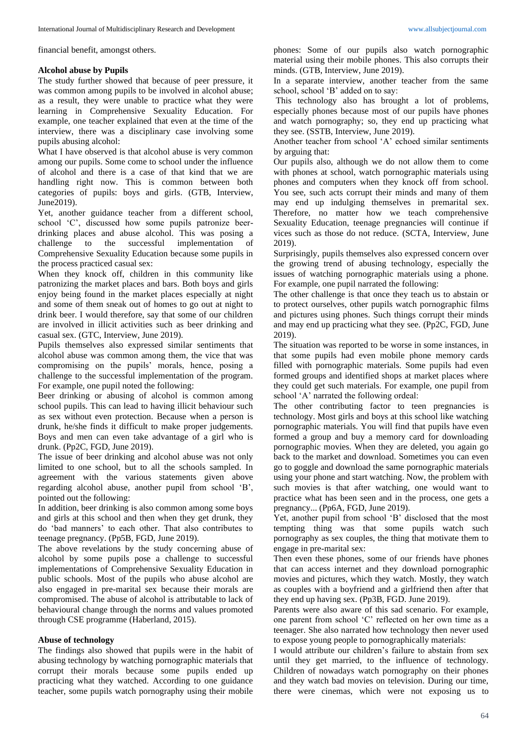financial benefit, amongst others.

### Alcohol abuse by Pupils

The study further showed that because of peer pressure, it was common among pupils to be involved in alcohol abuse; as a result, they were unable to practice what they were learning in Comprehensive Sexuality Education. For example, one teacher explained that even at the time of the interview, there was a disciplinary case involving some pupils abusing alcohol:

What I have observed is that alcohol abuse is very common among our pupils. Some come to school under the influence of alcohol and there is a case of that kind that we are handling right now. This is common between both categories of pupils: boys and girls. (GTB, Interview, June2019).

Yet, another guidance teacher from a different school, school 'C', discussed how some pupils patronize beer-drinking places and abuse alcohol. This was posing a challenge to the successful implementation of Comprehensive Sexuality Education because some pupils in the process practiced casual sex:

When they knock off, children in this community like patronizing the market places and bars. Both boys and girls enjoy being found in the market places especially at night and some of them sneak out of homes to go out at night to drink beer. I would therefore, say that some of our children are involved in illicit activities such as beer drinking and casual sex. (GTC, Interview, June 2019).

Pupils themselves also expressed similar sentiments that alcohol abuse was common among them, the vice that was compromising on the pupils' morals, hence, posing a challenge to the successful implementation of the program. For example, one pupil noted the following:

Beer drinking or abusing of alcohol is common among school pupils. This can lead to having illicit behaviour such as sex without even protection. Because when a person is drunk, he/she finds it difficult to make proper judgements. Boys and men can even take advantage of a girl who is drunk. (Pp2C, FGD, June 2019).

The issue of beer drinking and alcohol abuse was not only limited to one school, but to all the schools sampled. In agreement with the various statements given above regarding alcohol abuse, another pupil from school 'B', pointed out the following:

In addition, beer drinking is also common among some boys and girls at this school and then when they get drunk, they do 'bad manners' to each other. That also contributes to teenage pregnancy. (Pp5B, FGD, June 2019).

The above revelations by the study concerning abuse of alcohol by some pupils pose a challenge to successful implementations of Comprehensive Sexuality Education in public schools. Most of the pupils who abuse alcohol are also engaged in pre-marital sex because their morals are compromised. The abuse of alcohol is attributable to lack of behavioural change through the norms and values promoted through CSE programme (Haberland, 2015).

### Abuse of technology

The findings also showed that pupils were in the habit of abusing technology by watching pornographic materials that corrupt their morals because some pupils ended up practicing what they watched. According to one guidance teacher, some pupils watch pornography using their mobile phones: Some of our pupils also watch pornographic material using their mobile phones. This also corrupts their minds. (GTB, Interview, June 2019).

In a separate interview, another teacher from the same school, school 'B' added on to say:

This technology also has brought a lot of problems, especially phones because most of our pupils have phones and watch pornography; so, they end up practicing what they see. (SSTB, Interview, June 2019).

Another teacher from school 'A' echoed similar sentiments by arguing that:

Our pupils also, although we do not allow them to come with phones at school, watch pornographic materials using phones and computers when they knock off from school. You see, such acts corrupt their minds and many of them may end up indulging themselves in premarital sex. Therefore, no matter how we teach comprehensive Sexuality Education, teenage pregnancies will continue if vices such as those do not reduce. (SCTA, Interview, June 2019).

Surprisingly, pupils themselves also expressed concern over the growing trend of abusing technology, especially the issues of watching pornographic materials using a phone. For example, one pupil narrated the following:

The other challenge is that once they teach us to abstain or to protect ourselves, other pupils watch pornographic films and pictures using phones. Such things corrupt their minds and may end up practicing what they see. (Pp2C, FGD, June 2019).

The situation was reported to be worse in some instances, in that some pupils had even mobile phone memory cards filled with pornographic materials. Some pupils had even formed groups and identified shops at market places where they could get such materials. For example, one pupil from school 'A' narrated the following ordeal:

The other contributing factor to teen pregnancies is technology. Most girls and boys at this school like watching pornographic materials. You will find that pupils have even formed a group and buy a memory card for downloading pornographic movies. When they are deleted, you again go back to the market and download. Sometimes you can even go to goggle and download the same pornographic materials using your phone and start watching. Now, the problem with such movies is that after watching, one would want to practice what has been seen and in the process, one gets a pregnancy... (Pp6A, FGD, June 2019).

Yet, another pupil from school 'B' disclosed that the most tempting thing was that some pupils watch such pornography as sex couples, the thing that motivate them to engage in pre-marital sex:

Then even these phones, some of our friends have phones that can access internet and they download pornographic movies and pictures, which they watch. Mostly, they watch as couples with a boyfriend and a girlfriend then after that they end up having sex. (Pp3B, FGD. June 2019).

Parents were also aware of this sad scenario. For example, one parent from school 'C' reflected on her own time as a teenager. She also narrated how technology then never used to expose young people to pornographically materials:

I would attribute our children's failure to abstain from sex until they get married, to the influence of technology. Children of nowadays watch pornography on their phones and they watch bad movies on television. During our time, there were cinemas, which were not exposing us to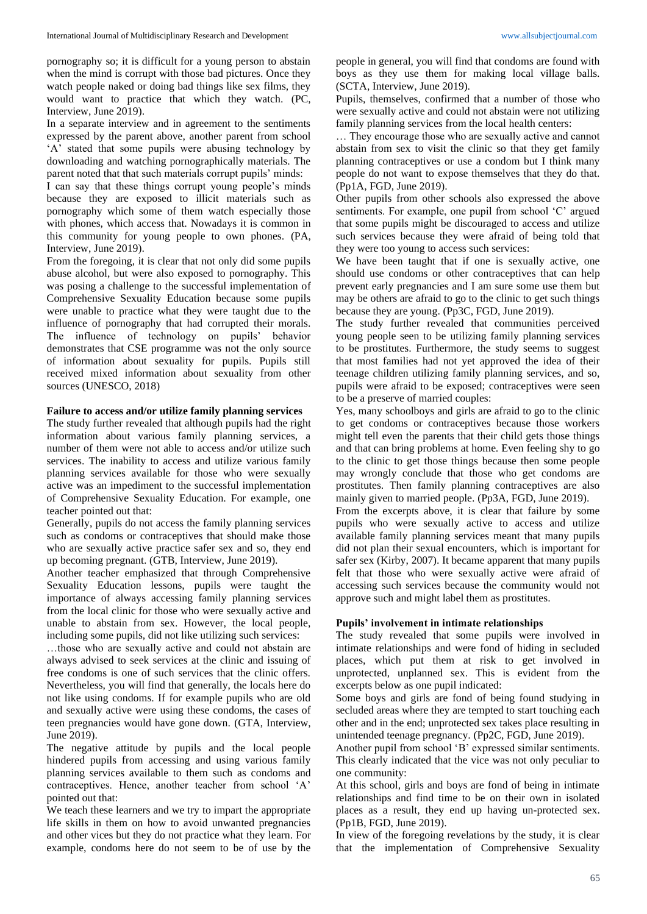pornography so; it is difficult for a young person to abstain when the mind is corrupt with those bad pictures. Once they watch people naked or doing bad things like sex films, they would want to practice that which they watch. (PC, Interview, June 2019).

In a separate interview and in agreement to the sentiments expressed by the parent above, another parent from school 'A' stated that some pupils were abusing technology by downloading and watching pornographically materials. The parent noted that that such materials corrupt pupils' minds:

I can say that these things corrupt young people's minds because they are exposed to illicit materials such as pornography which some of them watch especially those with phones, which access that. Nowadays it is common in this community for young people to own phones. (PA, Interview, June 2019).

From the foregoing, it is clear that not only did some pupils abuse alcohol, but were also exposed to pornography. This was posing a challenge to the successful implementation of Comprehensive Sexuality Education because some pupils were unable to practice what they were taught due to the influence of pornography that had corrupted their morals. The influence of technology on pupils' behavior demonstrates that CSE programme was not the only source of information about sexuality for pupils. Pupils still received mixed information about sexuality from other sources (UNESCO, 2018)

### Failure to access and/or utilize family planning services

The study further revealed that although pupils had the right information about various family planning services, a number of them were not able to access and/or utilize such services. The inability to access and utilize various family planning services available for those who were sexually active was an impediment to the successful implementation of Comprehensive Sexuality Education. For example, one teacher pointed out that:

Generally, pupils do not access the family planning services such as condoms or contraceptives that should make those who are sexually active practice safer sex and so, they end up becoming pregnant. (GTB, Interview, June 2019).

Another teacher emphasized that through Comprehensive Sexuality Education lessons, pupils were taught the importance of always accessing family planning services from the local clinic for those who were sexually active and unable to abstain from sex. However, the local people, including some pupils, did not like utilizing such services:

…those who are sexually active and could not abstain are always advised to seek services at the clinic and issuing of free condoms is one of such services that the clinic offers. Nevertheless, you will find that generally, the locals here do not like using condoms. If for example pupils who are old and sexually active were using these condoms, the cases of teen pregnancies would have gone down. (GTA, Interview, June 2019).

The negative attitude by pupils and the local people hindered pupils from accessing and using various family planning services available to them such as condoms and contraceptives. Hence, another teacher from school 'A' pointed out that:

We teach these learners and we try to impart the appropriate life skills in them on how to avoid unwanted pregnancies and other vices but they do not practice what they learn. For example, condoms here do not seem to be of use by the people in general, you will find that condoms are found with boys as they use them for making local village balls. (SCTA, Interview, June 2019).

Pupils, themselves, confirmed that a number of those who were sexually active and could not abstain were not utilizing family planning services from the local health centers:

… They encourage those who are sexually active and cannot abstain from sex to visit the clinic so that they get family planning contraceptives or use a condom but I think many people do not want to expose themselves that they do that. (Pp1A, FGD, June 2019).

Other pupils from other schools also expressed the above sentiments. For example, one pupil from school 'C' argued that some pupils might be discouraged to access and utilize such services because they were afraid of being told that they were too young to access such services:

We have been taught that if one is sexually active, one should use condoms or other contraceptives that can help prevent early pregnancies and I am sure some use them but may be others are afraid to go to the clinic to get such things because they are young. (Pp3C, FGD, June 2019).

The study further revealed that communities perceived young people seen to be utilizing family planning services to be prostitutes. Furthermore, the study seems to suggest that most families had not yet approved the idea of their teenage children utilizing family planning services, and so, pupils were afraid to be exposed; contraceptives were seen to be a preserve of married couples:

Yes, many schoolboys and girls are afraid to go to the clinic to get condoms or contraceptives because those workers might tell even the parents that their child gets those things and that can bring problems at home. Even feeling shy to go to the clinic to get those things because then some people may wrongly conclude that those who get condoms are prostitutes. Then family planning contraceptives are also mainly given to married people. (Pp3A, FGD, June 2019).

From the excerpts above, it is clear that failure by some pupils who were sexually active to access and utilize available family planning services meant that many pupils did not plan their sexual encounters, which is important for safer sex (Kirby, 2007). It became apparent that many pupils felt that those who were sexually active were afraid of accessing such services because the community would not approve such and might label them as prostitutes.

### Pupils' involvement in intimate relationships

The study revealed that some pupils were involved in intimate relationships and were fond of hiding in secluded places, which put them at risk to get involved in unprotected, unplanned sex. This is evident from the excerpts below as one pupil indicated:

Some boys and girls are fond of being found studying in secluded areas where they are tempted to start touching each other and in the end; unprotected sex takes place resulting in unintended teenage pregnancy. (Pp2C, FGD, June 2019).

Another pupil from school 'B' expressed similar sentiments. This clearly indicated that the vice was not only peculiar to one community:

At this school, girls and boys are fond of being in intimate relationships and find time to be on their own in isolated places as a result, they end up having un-protected sex. (Pp1B, FGD, June 2019).

In view of the foregoing revelations by the study, it is clear that the implementation of Comprehensive Sexuality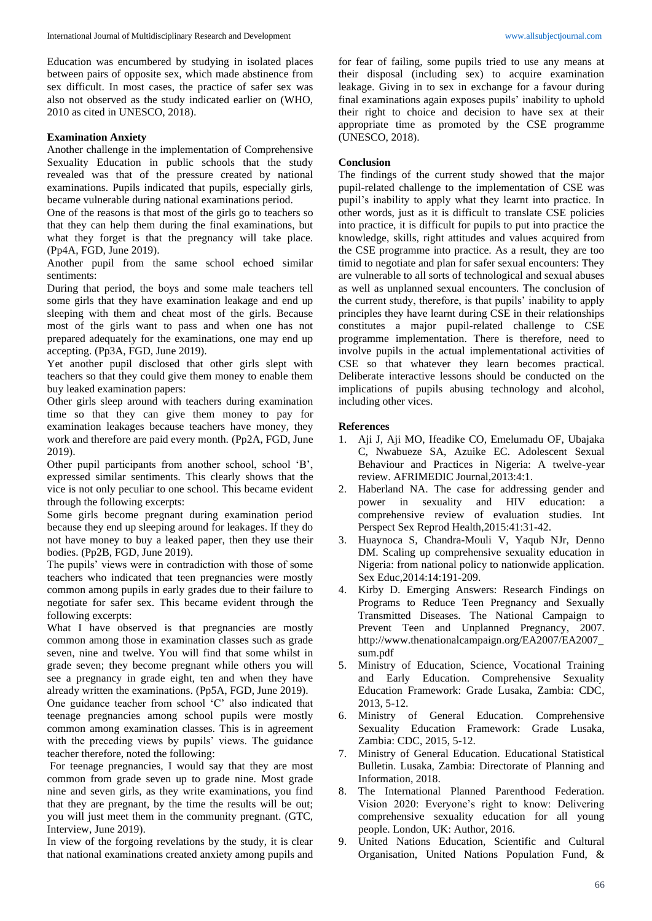Education was encumbered by studying in isolated places between pairs of opposite sex, which made abstinence from sex difficult. In most cases, the practice of safer sex was also not observed as the study indicated earlier on (WHO, 2010 as cited in UNESCO, 2018).

**Examination Anxiety**

Another challenge in the implementation of Comprehensive Sexuality Education in public schools that the study revealed was that of the pressure created by national examinations. Pupils indicated that pupils, especially girls, became vulnerable during national examinations period.

One of the reasons is that most of the girls go to teachers so that they can help them during the final examinations, but what they forget is that the pregnancy will take place. (Pp4A, FGD, June 2019).

Another pupil from the same school echoed similar sentiments:

During that period, the boys and some male teachers tell some girls that they have examination leakage and end up sleeping with them and cheat most of the girls. Because most of the girls want to pass and when one has not prepared adequately for the examinations, one may end up accepting. (Pp3A, FGD, June 2019).

Yet another pupil disclosed that other girls slept with teachers so that they could give them money to enable them buy leaked examination papers:

Other girls sleep around with teachers during examination time so that they can give them money to pay for examination leakages because teachers have money, they work and therefore are paid every month. (Pp2A, FGD, June 2019).

Other pupil participants from another school, school 'B', expressed similar sentiments. This clearly shows that the vice is not only peculiar to one school. This became evident through the following excerpts:

Some girls become pregnant during examination period because they end up sleeping around for leakages. If they do not have money to buy a leaked paper, then they use their bodies. (Pp2B, FGD, June 2019).

The pupils' views were in contradiction with those of some teachers who indicated that teen pregnancies were mostly common among pupils in early grades due to their failure to negotiate for safer sex. This became evident through the following excerpts:

What I have observed is that pregnancies are mostly common among those in examination classes such as grade seven, nine and twelve. You will find that some whilst in grade seven; they become pregnant while others you will see a pregnancy in grade eight, ten and when they have already written the examinations. (Pp5A, FGD, June 2019).

One guidance teacher from school 'C' also indicated that teenage pregnancies among school pupils were mostly common among examination classes. This is in agreement with the preceding views by pupils' views. The guidance teacher therefore, noted the following:

For teenage pregnancies, I would say that they are most common from grade seven up to grade nine. Most grade nine and seven girls, as they write examinations, you find that they are pregnant, by the time the results will be out; you will just meet them in the community pregnant. (GTC, Interview, June 2019).

In view of the forgoing revelations by the study, it is clear that national examinations created anxiety among pupils and for fear of failing, some pupils tried to use any means at their disposal (including sex) to acquire examination leakage. Giving in to sex in exchange for a favour during final examinations again exposes pupils' inability to uphold their right to choice and decision to have sex at their appropriate time as promoted by the CSE programme (UNESCO, 2018).

**Conclusion**

The findings of the current study showed that the major pupil-related challenge to the implementation of CSE was pupil's inability to apply what they learnt into practice. In other words, just as it is difficult to translate CSE policies into practice, it is difficult for pupils to put into practice the knowledge, skills, right attitudes and values acquired from the CSE programme into practice. As a result, they are too timid to negotiate and plan for safer sexual encounters: They are vulnerable to all sorts of technological and sexual abuses as well as unplanned sexual encounters. The conclusion of the current study, therefore, is that pupils' inability to apply principles they have learnt during CSE in their relationships constitutes a major pupil-related challenge to CSE programme implementation. There is therefore, need to involve pupils in the actual implementational activities of CSE so that whatever they learn becomes practical. Deliberate interactive lessons should be conducted on the implications of pupils abusing technology and alcohol, including other vices.

**References**

1. Aji J, Aji MO, Ifeadike CO, Emelumadu OF, Ubajaka C, Nwabueze SA, Azuike EC. Adolescent Sexual Behaviour and Practices in Nigeria: A twelve-year review. AFRIMEDIC Journal,2013:4:1.
2. Haberland NA. The case for addressing gender and power in sexuality and HIV education: a comprehensive review of evaluation studies. Int Perspect Sex Reprod Health,2015:41:31-42.
3. Huaynoca S, Chandra-Mouli V, Yaqub NJr, Denno DM. Scaling up comprehensive sexuality education in Nigeria: from national policy to nationwide application. Sex Educ,2014:14:191-209.
4. Kirby D. Emerging Answers: Research Findings on Programs to Reduce Teen Pregnancy and Sexually Transmitted Diseases. The National Campaign to Prevent Teen and Unplanned Pregnancy, 2007. http://www.thenationalcampaign.org/EA2007/EA2007_sum.pdf
5. Ministry of Education, Science, Vocational Training and Early Education. Comprehensive Sexuality Education Framework: Grade Lusaka, Zambia: CDC, 2013, 5-12.
6. Ministry of General Education. Comprehensive Sexuality Education Framework: Grade Lusaka, Zambia: CDC, 2015, 5-12.
7. Ministry of General Education. Educational Statistical Bulletin. Lusaka, Zambia: Directorate of Planning and Information, 2018.
8. The International Planned Parenthood Federation. Vision 2020: Everyone's right to know: Delivering comprehensive sexuality education for all young people. London, UK: Author, 2016.
9. United Nations Education, Scientific and Cultural Organisation, United Nations Population Fund, &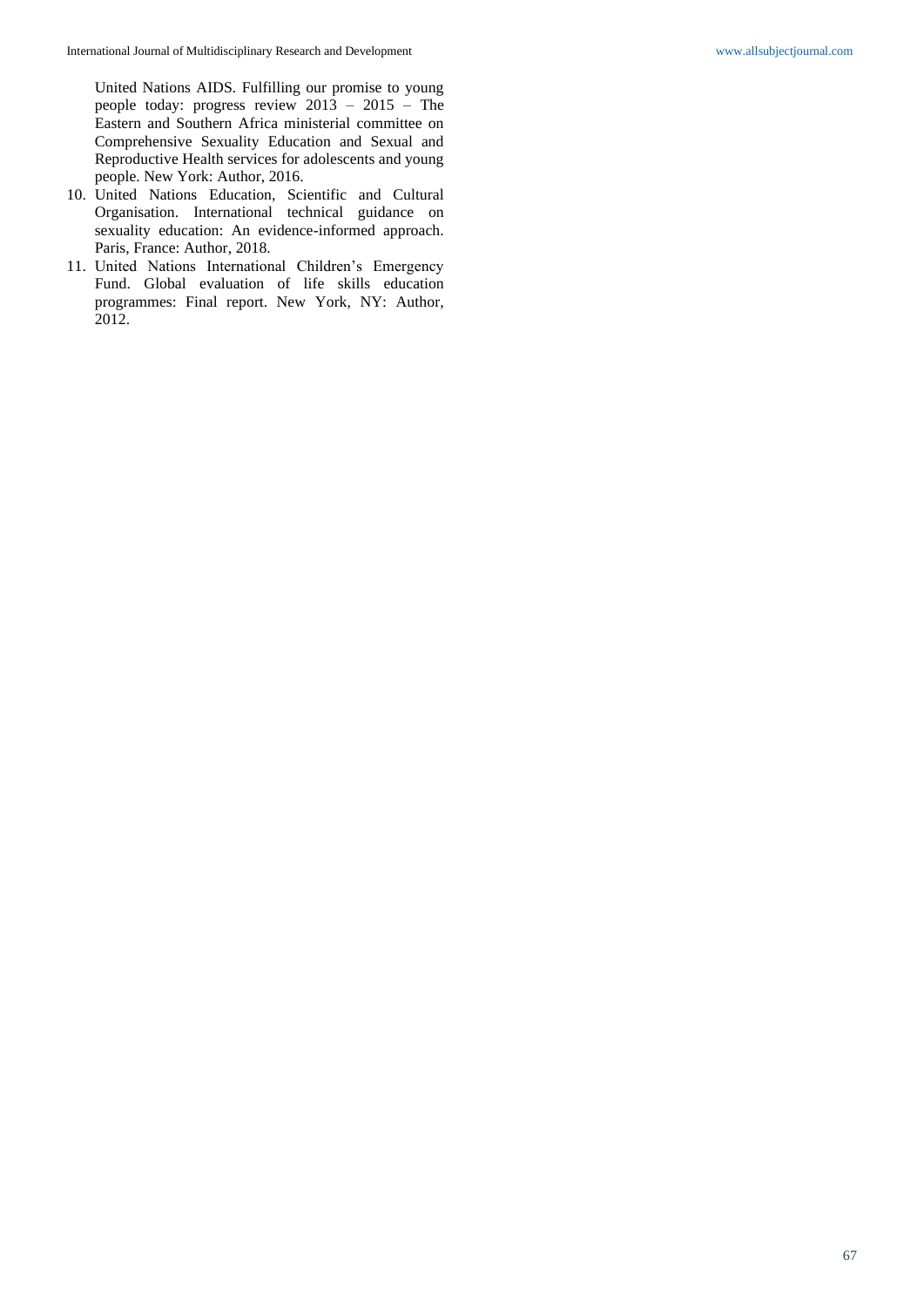United Nations AIDS. Fulfilling our promise to young people today: progress review 2013 – 2015 – The Eastern and Southern Africa ministerial committee on Comprehensive Sexuality Education and Sexual and Reproductive Health services for adolescents and young people. New York: Author, 2016.

10. United Nations Education, Scientific and Cultural Organisation. International technical guidance on sexuality education: An evidence-informed approach. Paris, France: Author, 2018.
11. United Nations International Children's Emergency Fund. Global evaluation of life skills education programmes: Final report. New York, NY: Author, 2012.